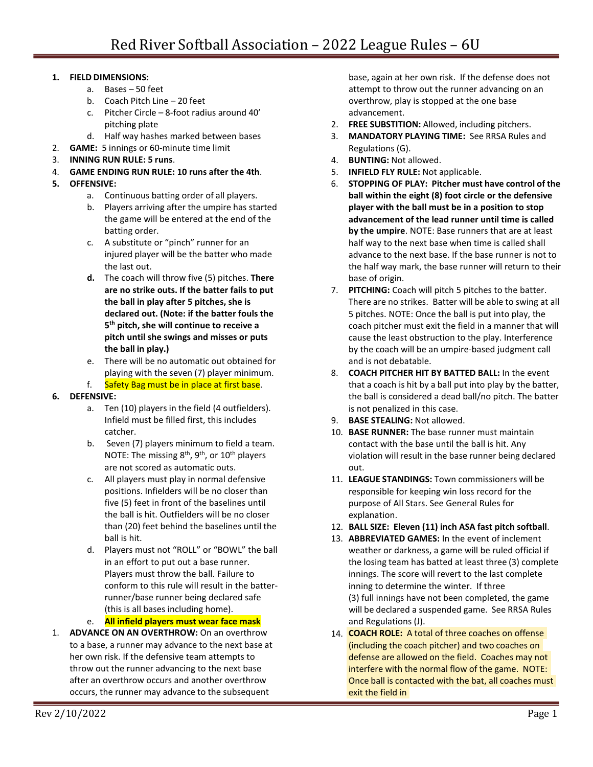# Red River Softball Association – 2022 League Rules – 6U

1. **FIELD DIMENSIONS:**
   a. Bases – 50 feet
   b. Coach Pitch Line – 20 feet
   c. Pitcher Circle – 8-foot radius around 40' pitching plate
   d. Half way hashes marked between bases
2. **GAME:** 5 innings or 60-minute time limit
3. **INNING RUN RULE: 5 runs**.
4. **GAME ENDING RUN RULE: 10 runs after the 4th**.
5. **OFFENSIVE:**
   a. Continuous batting order of all players.
   b. Players arriving after the umpire has started the game will be entered at the end of the batting order.
   c. A substitute or "pinch" runner for an injured player will be the batter who made the last out.
   **d.** The coach will throw five (5) pitches. **There are no strike outs. If the batter fails to put the ball in play after 5 pitches, she is declared out. (Note: if the batter fouls the 5th pitch, she will continue to receive a pitch until she swings and misses or puts the ball in play.)**
   e. There will be no automatic out obtained for playing with the seven (7) player minimum.
   f. Safety Bag must be in place at first base.
6. **DEFENSIVE:**
   a. Ten (10) players in the field (4 outfielders). Infield must be filled first, this includes catcher.
   b. Seven (7) players minimum to field a team. NOTE: The missing 8th, 9th, or 10th players are not scored as automatic outs.
   c. All players must play in normal defensive positions. Infielders will be no closer than five (5) feet in front of the baselines until the ball is hit. Outfielders will be no closer than (20) feet behind the baselines until the ball is hit.
   d. Players must not "ROLL" or "BOWL" the ball in an effort to put out a base runner. Players must throw the ball. Failure to conform to this rule will result in the batter-runner/base runner being declared safe (this is all bases including home).
   e. **All infield players must wear face mask**

1. **ADVANCE ON AN OVERTHROW:** On an overthrow to a base, a runner may advance to the next base at her own risk. If the defensive team attempts to throw out the runner advancing to the next base after an overthrow occurs and another overthrow occurs, the runner may advance to the subsequent base, again at her own risk. If the defense does not attempt to throw out the runner advancing on an overthrow, play is stopped at the one base advancement.
2. **FREE SUBSTITION:** Allowed, including pitchers.
3. **MANDATORY PLAYING TIME:** See RRSA Rules and Regulations (G).
4. **BUNTING:** Not allowed.
5. **INFIELD FLY RULE:** Not applicable.
6. **STOPPING OF PLAY: Pitcher must have control of the ball within the eight (8) foot circle or the defensive player with the ball must be in a position to stop advancement of the lead runner until time is called by the umpire**. NOTE: Base runners that are at least half way to the next base when time is called shall advance to the next base. If the base runner is not to the half way mark, the base runner will return to their base of origin.
7. **PITCHING:** Coach will pitch 5 pitches to the batter. There are no strikes. Batter will be able to swing at all 5 pitches. NOTE: Once the ball is put into play, the coach pitcher must exit the field in a manner that will cause the least obstruction to the play. Interference by the coach will be an umpire-based judgment call and is not debatable.
8. **COACH PITCHER HIT BY BATTED BALL:** In the event that a coach is hit by a ball put into play by the batter, the ball is considered a dead ball/no pitch. The batter is not penalized in this case.
9. **BASE STEALING:** Not allowed.
10. **BASE RUNNER:** The base runner must maintain contact with the base until the ball is hit. Any violation will result in the base runner being declared out.
11. **LEAGUE STANDINGS:** Town commissioners will be responsible for keeping win loss record for the purpose of All Stars. See General Rules for explanation.
12. **BALL SIZE: Eleven (11) inch ASA fast pitch softball**.
13. **ABBREVIATED GAMES:** In the event of inclement weather or darkness, a game will be ruled official if the losing team has batted at least three (3) complete innings. The score will revert to the last complete inning to determine the winter. If three (3) full innings have not been completed, the game will be declared a suspended game. See RRSA Rules and Regulations (J).
14. **COACH ROLE:** A total of three coaches on offense (including the coach pitcher) and two coaches on defense are allowed on the field. Coaches may not interfere with the normal flow of the game. NOTE: Once ball is contacted with the bat, all coaches must exit the field in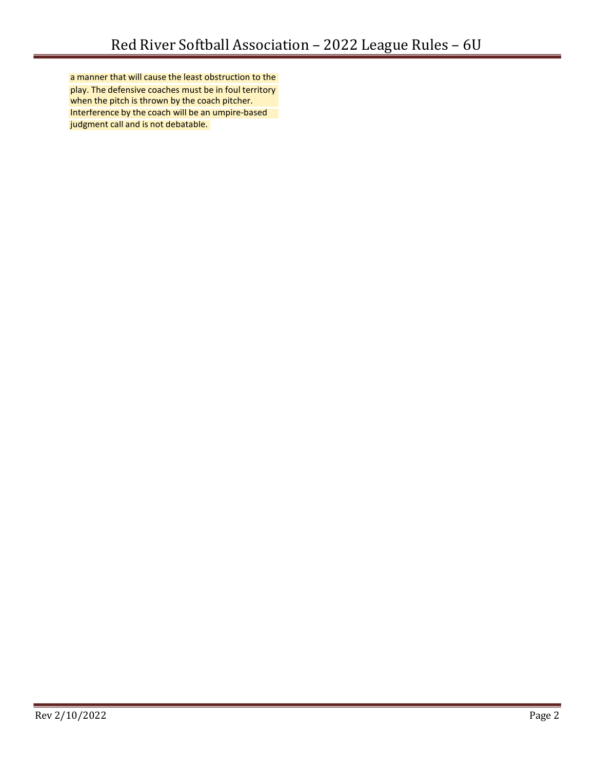a manner that will cause the least obstruction to the play. The defensive coaches must be in foul territory when the pitch is thrown by the coach pitcher. Interference by the coach will be an umpire-based judgment call and is not debatable.